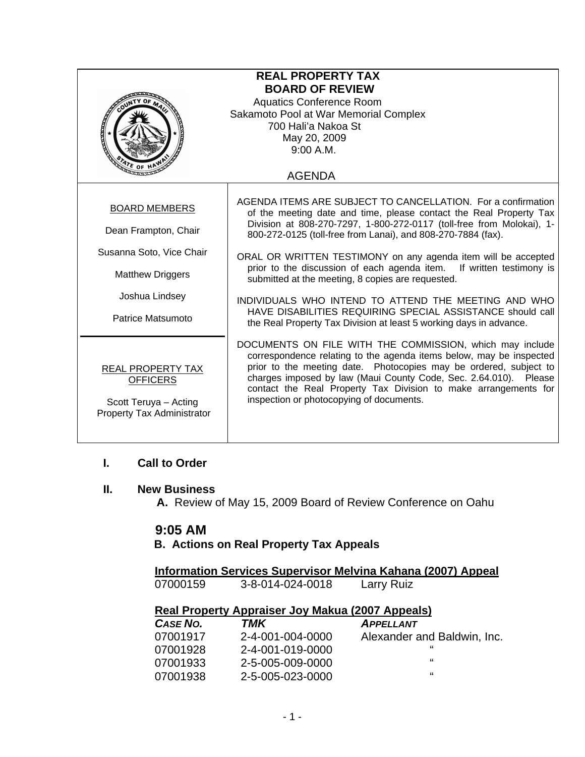# REAL PROPERTY TAX BOARD OF REVIEW

Aquatics Conference Room
Sakamoto Pool at War Memorial Complex
700 Hali'a Nakoa St
May 20, 2009
9:00 A.M.

## AGENDA

**BOARD MEMBERS**

Dean Frampton, Chair

Susanna Soto, Vice Chair

Matthew Driggers

Joshua Lindsey

Patrice Matsumoto

**REAL PROPERTY TAX OFFICERS**

Scott Teruya – Acting Property Tax Administrator

AGENDA ITEMS ARE SUBJECT TO CANCELLATION. For a confirmation of the meeting date and time, please contact the Real Property Tax Division at 808-270-7297, 1-800-272-0117 (toll-free from Molokai), 1-800-272-0125 (toll-free from Lanai), and 808-270-7884 (fax).

ORAL OR WRITTEN TESTIMONY on any agenda item will be accepted prior to the discussion of each agenda item. If written testimony is submitted at the meeting, 8 copies are requested.

INDIVIDUALS WHO INTEND TO ATTEND THE MEETING AND WHO HAVE DISABILITIES REQUIRING SPECIAL ASSISTANCE should call the Real Property Tax Division at least 5 working days in advance.

DOCUMENTS ON FILE WITH THE COMMISSION, which may include correspondence relating to the agenda items below, may be inspected prior to the meeting date. Photocopies may be ordered, subject to charges imposed by law (Maui County Code, Sec. 2.64.010). Please contact the Real Property Tax Division to make arrangements for inspection or photocopying of documents.

## I. Call to Order

## II. New Business

**A.** Review of May 15, 2009 Board of Review Conference on Oahu

### 9:05 AM

**B. Actions on Real Property Tax Appeals**

**Information Services Supervisor Melvina Kahana (2007) Appeal**

| | | |
|---|---|---|
| 07000159 | 3-8-014-024-0018 | Larry Ruiz |

**Real Property Appraiser Joy Makua (2007 Appeals)**

| *CASE NO.* | *TMK* | *APPELLANT* |
|---|---|---|
| 07001917 | 2-4-001-004-0000 | Alexander and Baldwin, Inc. |
| 07001928 | 2-4-001-019-0000 | " |
| 07001933 | 2-5-005-009-0000 | " |
| 07001938 | 2-5-005-023-0000 | " |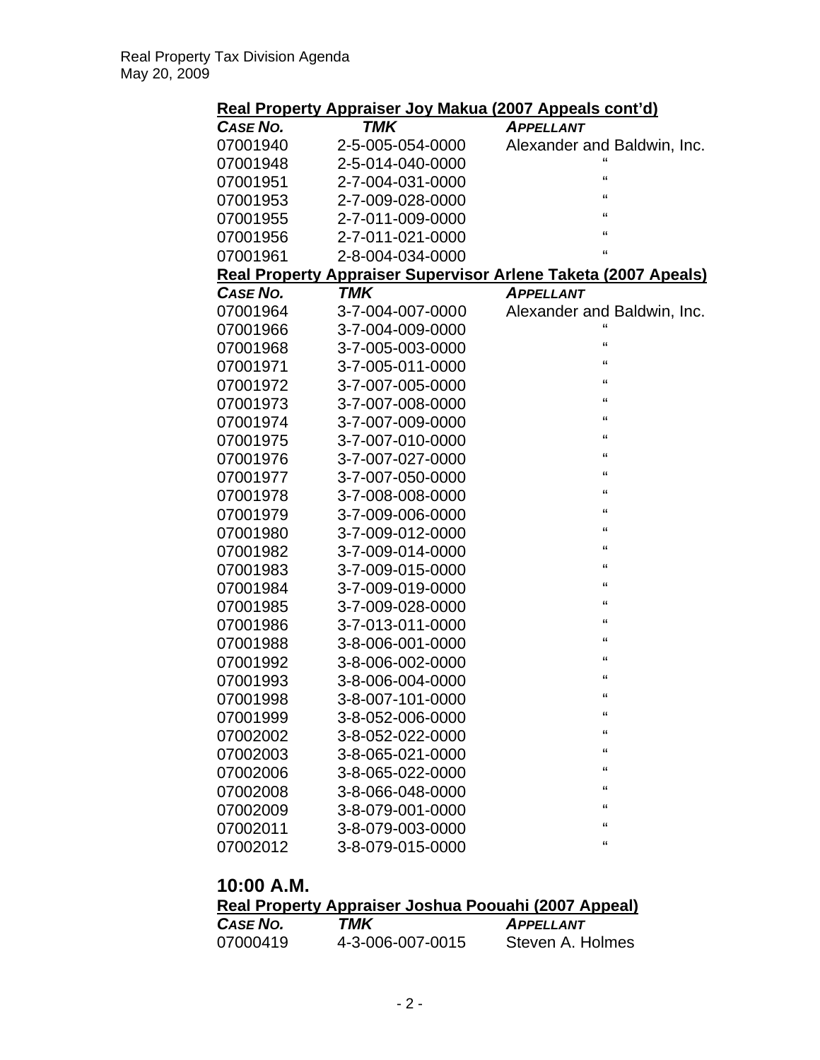**Real Property Appraiser Joy Makua (2007 Appeals cont'd)**

| *CASE NO.* | *TMK* | *APPELLANT* |
|---|---|---|
| 07001940 | 2-5-005-054-0000 | Alexander and Baldwin, Inc. |
| 07001948 | 2-5-014-040-0000 | " |
| 07001951 | 2-7-004-031-0000 | " |
| 07001953 | 2-7-009-028-0000 | " |
| 07001955 | 2-7-011-009-0000 | " |
| 07001956 | 2-7-011-021-0000 | " |
| 07001961 | 2-8-004-034-0000 | " |

**Real Property Appraiser Supervisor Arlene Taketa (2007 Apeals)**

| *CASE NO.* | *TMK* | *APPELLANT* |
|---|---|---|
| 07001964 | 3-7-004-007-0000 | Alexander and Baldwin, Inc. |
| 07001966 | 3-7-004-009-0000 | " |
| 07001968 | 3-7-005-003-0000 | " |
| 07001971 | 3-7-005-011-0000 | " |
| 07001972 | 3-7-007-005-0000 | " |
| 07001973 | 3-7-007-008-0000 | " |
| 07001974 | 3-7-007-009-0000 | " |
| 07001975 | 3-7-007-010-0000 | " |
| 07001976 | 3-7-007-027-0000 | " |
| 07001977 | 3-7-007-050-0000 | " |
| 07001978 | 3-7-008-008-0000 | " |
| 07001979 | 3-7-009-006-0000 | " |
| 07001980 | 3-7-009-012-0000 | " |
| 07001982 | 3-7-009-014-0000 | " |
| 07001983 | 3-7-009-015-0000 | " |
| 07001984 | 3-7-009-019-0000 | " |
| 07001985 | 3-7-009-028-0000 | " |
| 07001986 | 3-7-013-011-0000 | " |
| 07001988 | 3-8-006-001-0000 | " |
| 07001992 | 3-8-006-002-0000 | " |
| 07001993 | 3-8-006-004-0000 | " |
| 07001998 | 3-8-007-101-0000 | " |
| 07001999 | 3-8-052-006-0000 | " |
| 07002002 | 3-8-052-022-0000 | " |
| 07002003 | 3-8-065-021-0000 | " |
| 07002006 | 3-8-065-022-0000 | " |
| 07002008 | 3-8-066-048-0000 | " |
| 07002009 | 3-8-079-001-0000 | " |
| 07002011 | 3-8-079-003-0000 | " |
| 07002012 | 3-8-079-015-0000 | " |

## 10:00 A.M.

**Real Property Appraiser Joshua Poouahi (2007 Appeal)**

| *CASE NO.* | *TMK* | *APPELLANT* |
|---|---|---|
| 07000419 | 4-3-006-007-0015 | Steven A. Holmes |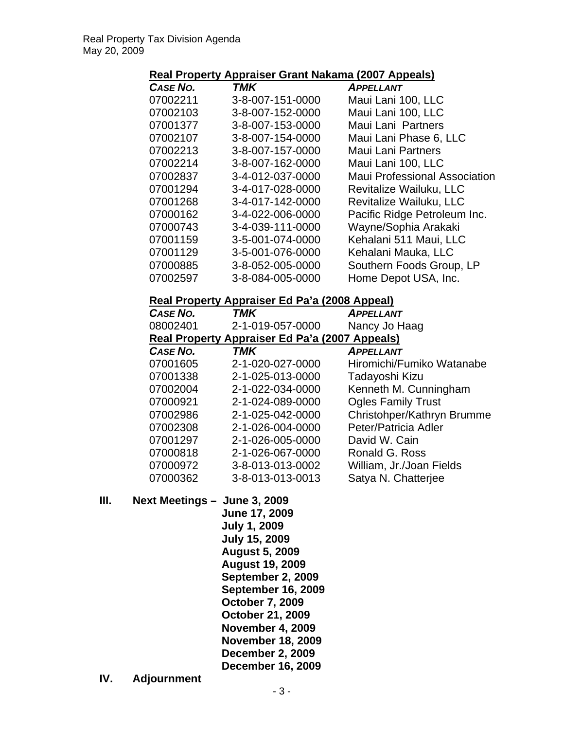**Real Property Appraiser Grant Nakama (2007 Appeals)**

| *CASE NO.* | *TMK* | *APPELLANT* |
|---|---|---|
| 07002211 | 3-8-007-151-0000 | Maui Lani 100, LLC |
| 07002103 | 3-8-007-152-0000 | Maui Lani 100, LLC |
| 07001377 | 3-8-007-153-0000 | Maui Lani Partners |
| 07002107 | 3-8-007-154-0000 | Maui Lani Phase 6, LLC |
| 07002213 | 3-8-007-157-0000 | Maui Lani Partners |
| 07002214 | 3-8-007-162-0000 | Maui Lani 100, LLC |
| 07002837 | 3-4-012-037-0000 | Maui Professional Association |
| 07001294 | 3-4-017-028-0000 | Revitalize Wailuku, LLC |
| 07001268 | 3-4-017-142-0000 | Revitalize Wailuku, LLC |
| 07000162 | 3-4-022-006-0000 | Pacific Ridge Petroleum Inc. |
| 07000743 | 3-4-039-111-0000 | Wayne/Sophia Arakaki |
| 07001159 | 3-5-001-074-0000 | Kehalani 511 Maui, LLC |
| 07001129 | 3-5-001-076-0000 | Kehalani Mauka, LLC |
| 07000885 | 3-8-052-005-0000 | Southern Foods Group, LP |
| 07002597 | 3-8-084-005-0000 | Home Depot USA, Inc. |

**Real Property Appraiser Ed Pa'a (2008 Appeal)**

| *CASE NO.* | *TMK* | *APPELLANT* |
|---|---|---|
| 08002401 | 2-1-019-057-0000 | Nancy Jo Haag |

**Real Property Appraiser Ed Pa'a (2007 Appeals)**

| *CASE NO.* | *TMK* | *APPELLANT* |
|---|---|---|
| 07001605 | 2-1-020-027-0000 | Hiromichi/Fumiko Watanabe |
| 07001338 | 2-1-025-013-0000 | Tadayoshi Kizu |
| 07002004 | 2-1-022-034-0000 | Kenneth M. Cunningham |
| 07000921 | 2-1-024-089-0000 | Ogles Family Trust |
| 07002986 | 2-1-025-042-0000 | Christohper/Kathryn Brumme |
| 07002308 | 2-1-026-004-0000 | Peter/Patricia Adler |
| 07001297 | 2-1-026-005-0000 | David W. Cain |
| 07000818 | 2-1-026-067-0000 | Ronald G. Ross |
| 07000972 | 3-8-013-013-0002 | William, Jr./Joan Fields |
| 07000362 | 3-8-013-013-0013 | Satya N. Chatterjee |

**III. Next Meetings –**
**June 3, 2009**
**June 17, 2009**
**July 1, 2009**
**July 15, 2009**
**August 5, 2009**
**August 19, 2009**
**September 2, 2009**
**September 16, 2009**
**October 7, 2009**
**October 21, 2009**
**November 4, 2009**
**November 18, 2009**
**December 2, 2009**
**December 16, 2009**

**IV. Adjournment**